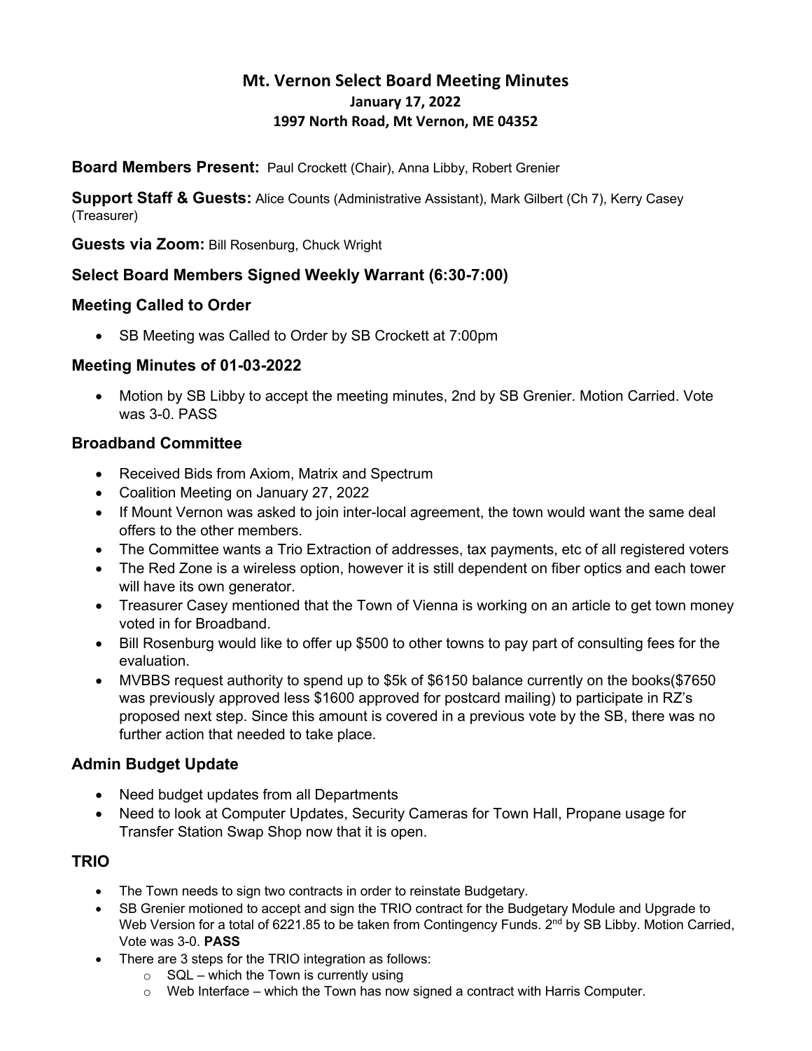# Mt. Vernon Select Board Meeting Minutes

**January 17, 2022**

**1997 North Road, Mt Vernon, ME 04352**

**Board Members Present:** Paul Crockett (Chair), Anna Libby, Robert Grenier

**Support Staff & Guests:** Alice Counts (Administrative Assistant), Mark Gilbert (Ch 7), Kerry Casey (Treasurer)

**Guests via Zoom:** Bill Rosenburg, Chuck Wright

### Select Board Members Signed Weekly Warrant (6:30-7:00)

### Meeting Called to Order

- SB Meeting was Called to Order by SB Crockett at 7:00pm

### Meeting Minutes of 01-03-2022

- Motion by SB Libby to accept the meeting minutes, 2nd by SB Grenier. Motion Carried. Vote was 3-0. PASS

### Broadband Committee

- Received Bids from Axiom, Matrix and Spectrum
- Coalition Meeting on January 27, 2022
- If Mount Vernon was asked to join inter-local agreement, the town would want the same deal offers to the other members.
- The Committee wants a Trio Extraction of addresses, tax payments, etc of all registered voters
- The Red Zone is a wireless option, however it is still dependent on fiber optics and each tower will have its own generator.
- Treasurer Casey mentioned that the Town of Vienna is working on an article to get town money voted in for Broadband.
- Bill Rosenburg would like to offer up $500 to other towns to pay part of consulting fees for the evaluation.
- MVBBS request authority to spend up to $5k of $6150 balance currently on the books($7650 was previously approved less $1600 approved for postcard mailing) to participate in RZ's proposed next step. Since this amount is covered in a previous vote by the SB, there was no further action that needed to take place.

### Admin Budget Update

- Need budget updates from all Departments
- Need to look at Computer Updates, Security Cameras for Town Hall, Propane usage for Transfer Station Swap Shop now that it is open.

### TRIO

- The Town needs to sign two contracts in order to reinstate Budgetary.
- SB Grenier motioned to accept and sign the TRIO contract for the Budgetary Module and Upgrade to Web Version for a total of 6221.85 to be taken from Contingency Funds. 2nd by SB Libby. Motion Carried, Vote was 3-0. **PASS**
- There are 3 steps for the TRIO integration as follows:
  - SQL – which the Town is currently using
  - Web Interface – which the Town has now signed a contract with Harris Computer.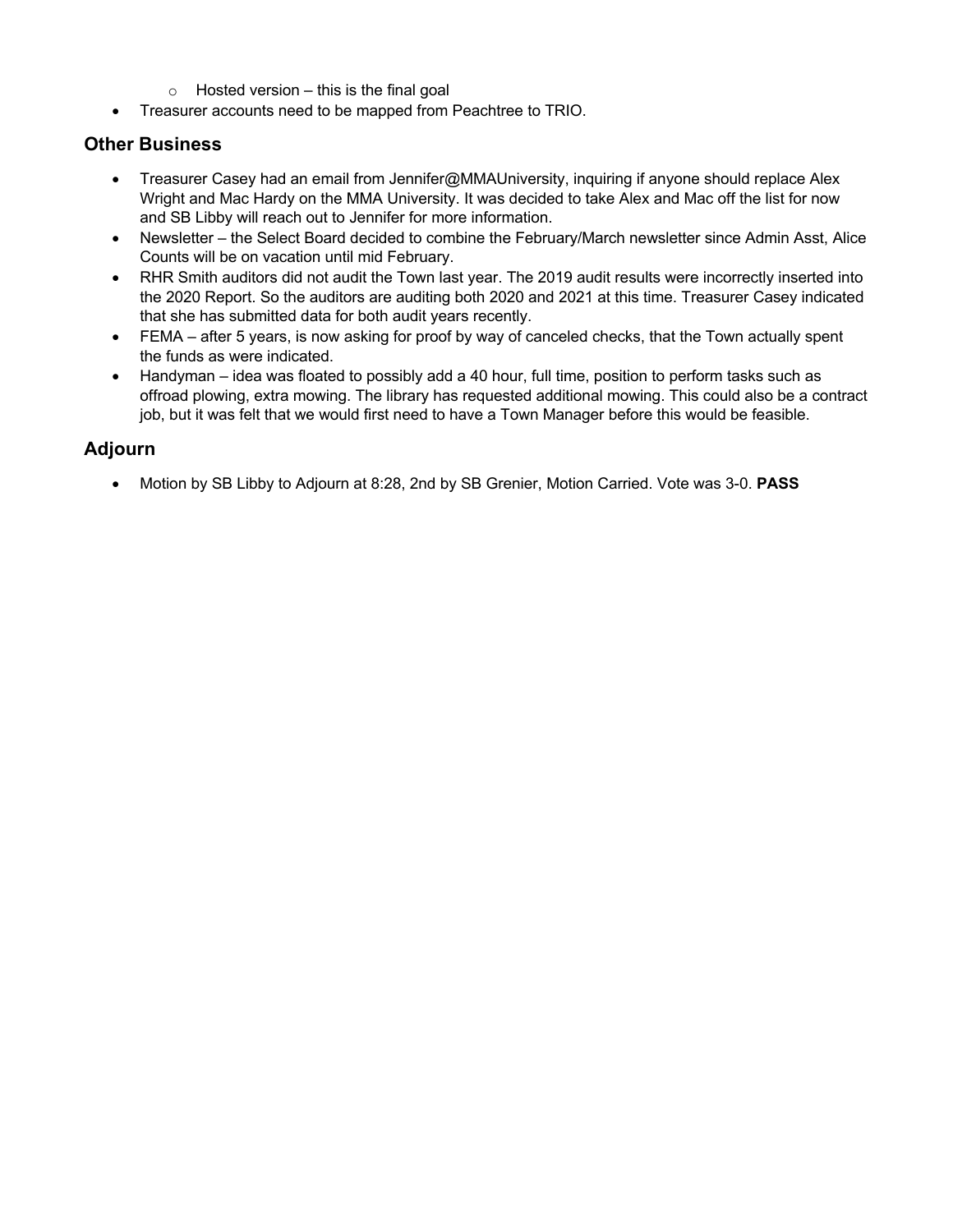- Hosted version – this is the final goal
- Treasurer accounts need to be mapped from Peachtree to TRIO.

## Other Business

- Treasurer Casey had an email from Jennifer@MMAUniversity, inquiring if anyone should replace Alex Wright and Mac Hardy on the MMA University. It was decided to take Alex and Mac off the list for now and SB Libby will reach out to Jennifer for more information.
- Newsletter – the Select Board decided to combine the February/March newsletter since Admin Asst, Alice Counts will be on vacation until mid February.
- RHR Smith auditors did not audit the Town last year. The 2019 audit results were incorrectly inserted into the 2020 Report. So the auditors are auditing both 2020 and 2021 at this time. Treasurer Casey indicated that she has submitted data for both audit years recently.
- FEMA – after 5 years, is now asking for proof by way of canceled checks, that the Town actually spent the funds as were indicated.
- Handyman – idea was floated to possibly add a 40 hour, full time, position to perform tasks such as offroad plowing, extra mowing. The library has requested additional mowing. This could also be a contract job, but it was felt that we would first need to have a Town Manager before this would be feasible.

## Adjourn

- Motion by SB Libby to Adjourn at 8:28, 2nd by SB Grenier, Motion Carried. Vote was 3-0. **PASS**